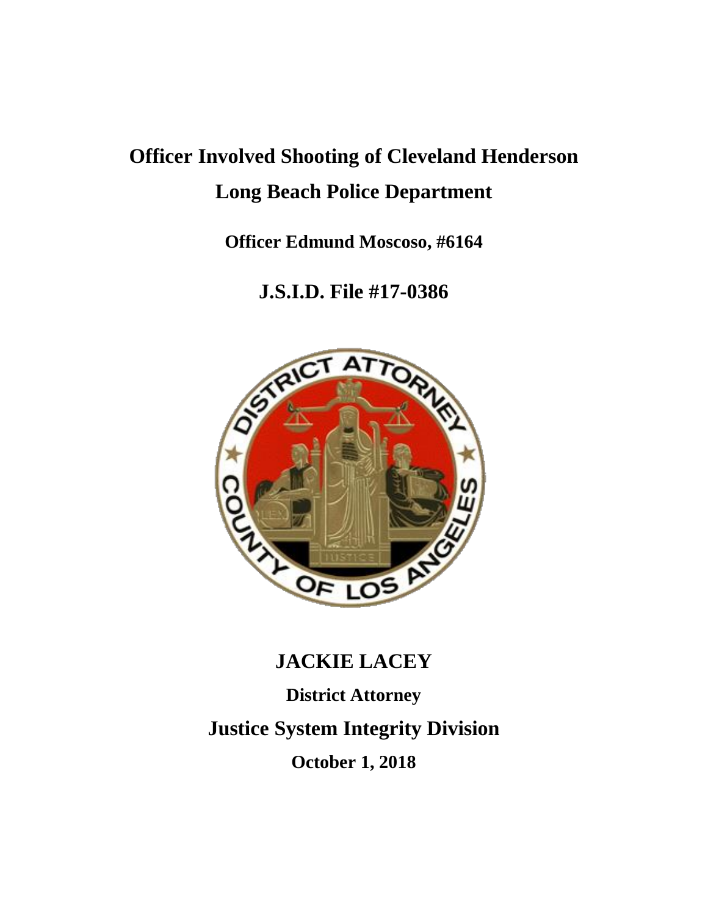# Officer Involved Shooting of Cleveland Henderson

# Long Beach Police Department

**Officer Edmund Moscoso, #6164**

## J.S.I.D. File #17-0386

## JACKIE LACEY

**District Attorney**

## Justice System Integrity Division

**October 1, 2018**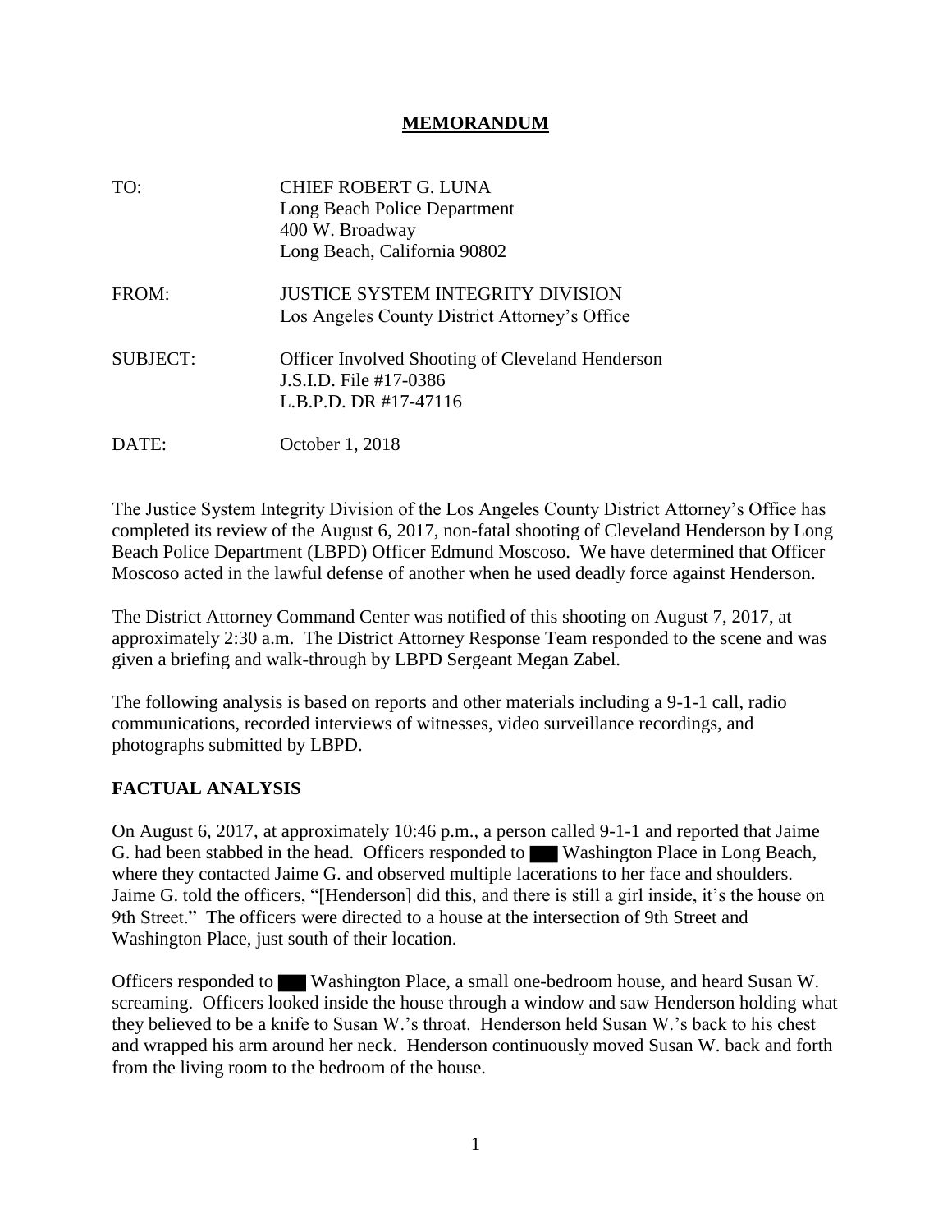**MEMORANDUM**

TO: CHIEF ROBERT G. LUNA
Long Beach Police Department
400 W. Broadway
Long Beach, California 90802

FROM: JUSTICE SYSTEM INTEGRITY DIVISION
Los Angeles County District Attorney's Office

SUBJECT: Officer Involved Shooting of Cleveland Henderson
J.S.I.D. File #17-0386
L.B.P.D. DR #17-47116

DATE: October 1, 2018

The Justice System Integrity Division of the Los Angeles County District Attorney's Office has completed its review of the August 6, 2017, non-fatal shooting of Cleveland Henderson by Long Beach Police Department (LBPD) Officer Edmund Moscoso. We have determined that Officer Moscoso acted in the lawful defense of another when he used deadly force against Henderson.

The District Attorney Command Center was notified of this shooting on August 7, 2017, at approximately 2:30 a.m. The District Attorney Response Team responded to the scene and was given a briefing and walk-through by LBPD Sergeant Megan Zabel.

The following analysis is based on reports and other materials including a 9-1-1 call, radio communications, recorded interviews of witnesses, video surveillance recordings, and photographs submitted by LBPD.

## FACTUAL ANALYSIS

On August 6, 2017, at approximately 10:46 p.m., a person called 9-1-1 and reported that Jaime G. had been stabbed in the head. Officers responded to ███ Washington Place in Long Beach, where they contacted Jaime G. and observed multiple lacerations to her face and shoulders. Jaime G. told the officers, "[Henderson] did this, and there is still a girl inside, it's the house on 9th Street." The officers were directed to a house at the intersection of 9th Street and Washington Place, just south of their location.

Officers responded to ███ Washington Place, a small one-bedroom house, and heard Susan W. screaming. Officers looked inside the house through a window and saw Henderson holding what they believed to be a knife to Susan W.'s throat. Henderson held Susan W.'s back to his chest and wrapped his arm around her neck. Henderson continuously moved Susan W. back and forth from the living room to the bedroom of the house.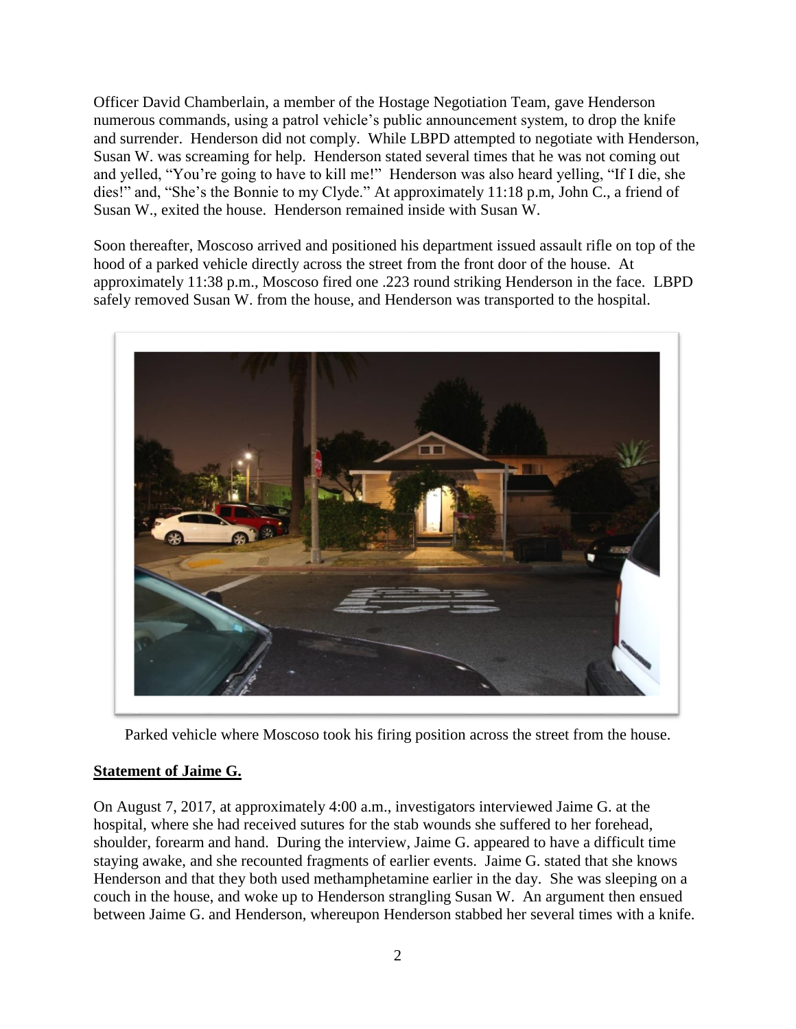Officer David Chamberlain, a member of the Hostage Negotiation Team, gave Henderson numerous commands, using a patrol vehicle's public announcement system, to drop the knife and surrender. Henderson did not comply. While LBPD attempted to negotiate with Henderson, Susan W. was screaming for help. Henderson stated several times that he was not coming out and yelled, "You're going to have to kill me!" Henderson was also heard yelling, "If I die, she dies!" and, "She's the Bonnie to my Clyde." At approximately 11:18 p.m, John C., a friend of Susan W., exited the house. Henderson remained inside with Susan W.

Soon thereafter, Moscoso arrived and positioned his department issued assault rifle on top of the hood of a parked vehicle directly across the street from the front door of the house. At approximately 11:38 p.m., Moscoso fired one .223 round striking Henderson in the face. LBPD safely removed Susan W. from the house, and Henderson was transported to the hospital.

Parked vehicle where Moscoso took his firing position across the street from the house.

## Statement of Jaime G.

On August 7, 2017, at approximately 4:00 a.m., investigators interviewed Jaime G. at the hospital, where she had received sutures for the stab wounds she suffered to her forehead, shoulder, forearm and hand. During the interview, Jaime G. appeared to have a difficult time staying awake, and she recounted fragments of earlier events. Jaime G. stated that she knows Henderson and that they both used methamphetamine earlier in the day. She was sleeping on a couch in the house, and woke up to Henderson strangling Susan W. An argument then ensued between Jaime G. and Henderson, whereupon Henderson stabbed her several times with a knife.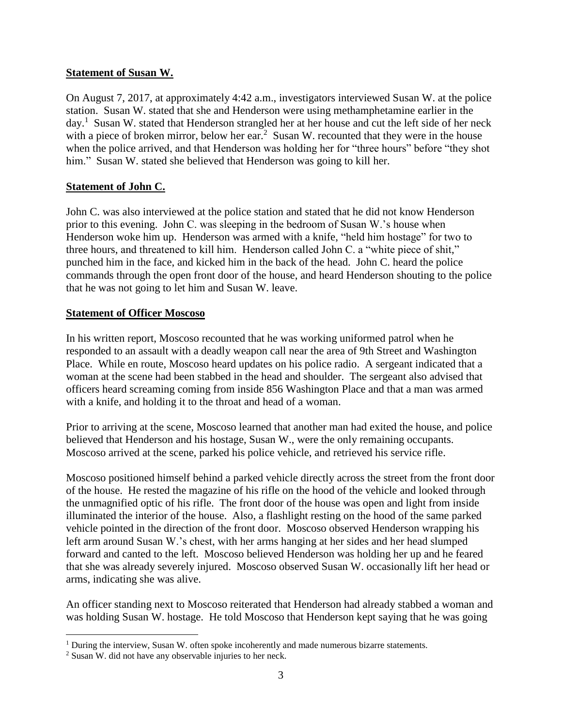**Statement of Susan W.**

On August 7, 2017, at approximately 4:42 a.m., investigators interviewed Susan W. at the police station. Susan W. stated that she and Henderson were using methamphetamine earlier in the day.[1] Susan W. stated that Henderson strangled her at her house and cut the left side of her neck with a piece of broken mirror, below her ear.[2] Susan W. recounted that they were in the house when the police arrived, and that Henderson was holding her for "three hours" before "they shot him." Susan W. stated she believed that Henderson was going to kill her.

**Statement of John C.**

John C. was also interviewed at the police station and stated that he did not know Henderson prior to this evening. John C. was sleeping in the bedroom of Susan W.'s house when Henderson woke him up. Henderson was armed with a knife, "held him hostage" for two to three hours, and threatened to kill him. Henderson called John C. a "white piece of shit," punched him in the face, and kicked him in the back of the head. John C. heard the police commands through the open front door of the house, and heard Henderson shouting to the police that he was not going to let him and Susan W. leave.

**Statement of Officer Moscoso**

In his written report, Moscoso recounted that he was working uniformed patrol when he responded to an assault with a deadly weapon call near the area of 9th Street and Washington Place. While en route, Moscoso heard updates on his police radio. A sergeant indicated that a woman at the scene had been stabbed in the head and shoulder. The sergeant also advised that officers heard screaming coming from inside 856 Washington Place and that a man was armed with a knife, and holding it to the throat and head of a woman.

Prior to arriving at the scene, Moscoso learned that another man had exited the house, and police believed that Henderson and his hostage, Susan W., were the only remaining occupants. Moscoso arrived at the scene, parked his police vehicle, and retrieved his service rifle.

Moscoso positioned himself behind a parked vehicle directly across the street from the front door of the house. He rested the magazine of his rifle on the hood of the vehicle and looked through the unmagnified optic of his rifle. The front door of the house was open and light from inside illuminated the interior of the house. Also, a flashlight resting on the hood of the same parked vehicle pointed in the direction of the front door. Moscoso observed Henderson wrapping his left arm around Susan W.'s chest, with her arms hanging at her sides and her head slumped forward and canted to the left. Moscoso believed Henderson was holding her up and he feared that she was already severely injured. Moscoso observed Susan W. occasionally lift her head or arms, indicating she was alive.

An officer standing next to Moscoso reiterated that Henderson had already stabbed a woman and was holding Susan W. hostage. He told Moscoso that Henderson kept saying that he was going

---

[1] During the interview, Susan W. often spoke incoherently and made numerous bizarre statements.

[2] Susan W. did not have any observable injuries to her neck.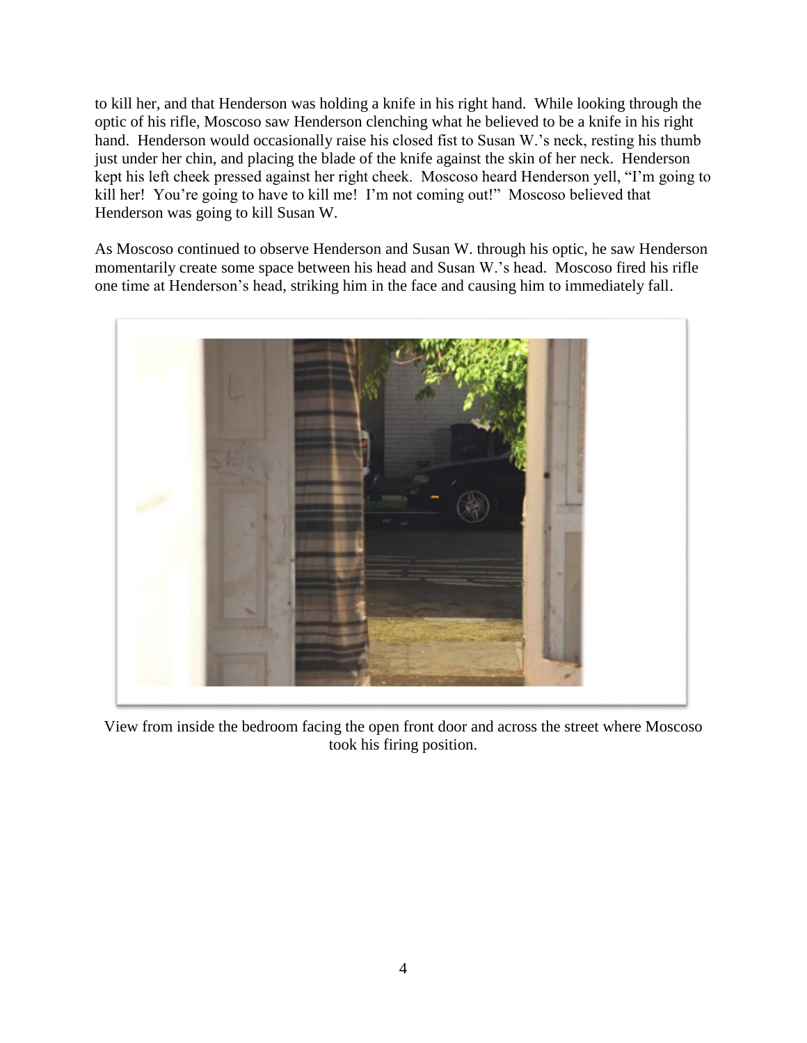to kill her, and that Henderson was holding a knife in his right hand. While looking through the optic of his rifle, Moscoso saw Henderson clenching what he believed to be a knife in his right hand. Henderson would occasionally raise his closed fist to Susan W.'s neck, resting his thumb just under her chin, and placing the blade of the knife against the skin of her neck. Henderson kept his left cheek pressed against her right cheek. Moscoso heard Henderson yell, "I'm going to kill her! You're going to have to kill me! I'm not coming out!" Moscoso believed that Henderson was going to kill Susan W.

As Moscoso continued to observe Henderson and Susan W. through his optic, he saw Henderson momentarily create some space between his head and Susan W.'s head. Moscoso fired his rifle one time at Henderson's head, striking him in the face and causing him to immediately fall.

View from inside the bedroom facing the open front door and across the street where Moscoso took his firing position.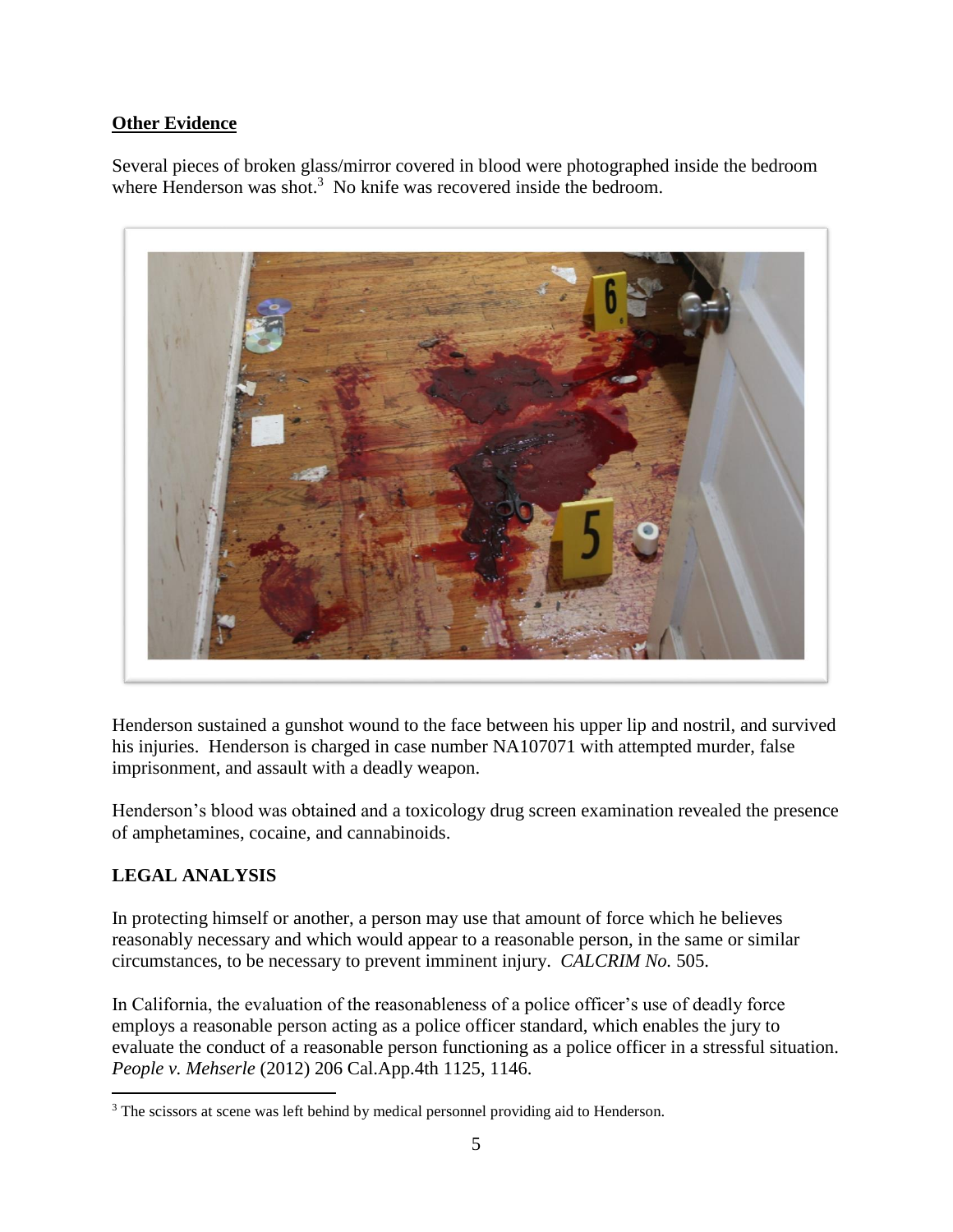**Other Evidence**

Several pieces of broken glass/mirror covered in blood were photographed inside the bedroom where Henderson was shot.[3] No knife was recovered inside the bedroom.

Henderson sustained a gunshot wound to the face between his upper lip and nostril, and survived his injuries. Henderson is charged in case number NA107071 with attempted murder, false imprisonment, and assault with a deadly weapon.

Henderson's blood was obtained and a toxicology drug screen examination revealed the presence of amphetamines, cocaine, and cannabinoids.

## LEGAL ANALYSIS

In protecting himself or another, a person may use that amount of force which he believes reasonably necessary and which would appear to a reasonable person, in the same or similar circumstances, to be necessary to prevent imminent injury. *CALCRIM No.* 505.

In California, the evaluation of the reasonableness of a police officer's use of deadly force employs a reasonable person acting as a police officer standard, which enables the jury to evaluate the conduct of a reasonable person functioning as a police officer in a stressful situation. *People v. Mehserle* (2012) 206 Cal.App.4th 1125, 1146.

[3] The scissors at scene was left behind by medical personnel providing aid to Henderson.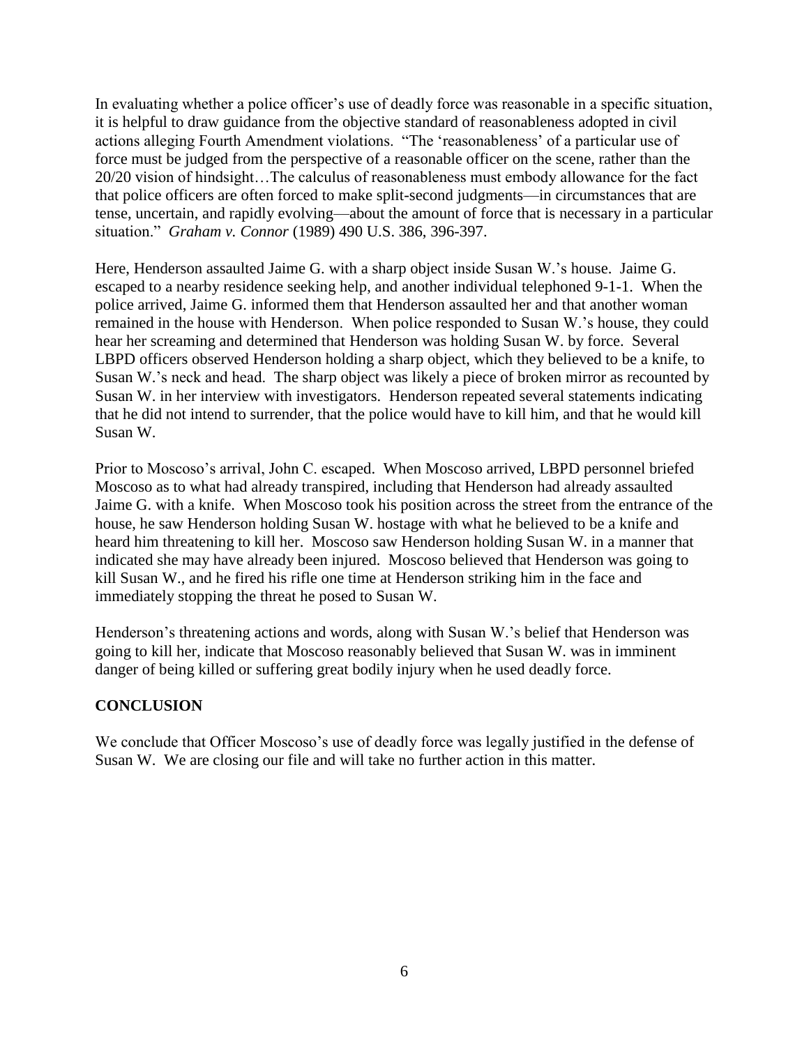In evaluating whether a police officer's use of deadly force was reasonable in a specific situation, it is helpful to draw guidance from the objective standard of reasonableness adopted in civil actions alleging Fourth Amendment violations. "The 'reasonableness' of a particular use of force must be judged from the perspective of a reasonable officer on the scene, rather than the 20/20 vision of hindsight…The calculus of reasonableness must embody allowance for the fact that police officers are often forced to make split-second judgments—in circumstances that are tense, uncertain, and rapidly evolving—about the amount of force that is necessary in a particular situation." *Graham v. Connor* (1989) 490 U.S. 386, 396-397.

Here, Henderson assaulted Jaime G. with a sharp object inside Susan W.'s house. Jaime G. escaped to a nearby residence seeking help, and another individual telephoned 9-1-1. When the police arrived, Jaime G. informed them that Henderson assaulted her and that another woman remained in the house with Henderson. When police responded to Susan W.'s house, they could hear her screaming and determined that Henderson was holding Susan W. by force. Several LBPD officers observed Henderson holding a sharp object, which they believed to be a knife, to Susan W.'s neck and head. The sharp object was likely a piece of broken mirror as recounted by Susan W. in her interview with investigators. Henderson repeated several statements indicating that he did not intend to surrender, that the police would have to kill him, and that he would kill Susan W.

Prior to Moscoso's arrival, John C. escaped. When Moscoso arrived, LBPD personnel briefed Moscoso as to what had already transpired, including that Henderson had already assaulted Jaime G. with a knife. When Moscoso took his position across the street from the entrance of the house, he saw Henderson holding Susan W. hostage with what he believed to be a knife and heard him threatening to kill her. Moscoso saw Henderson holding Susan W. in a manner that indicated she may have already been injured. Moscoso believed that Henderson was going to kill Susan W., and he fired his rifle one time at Henderson striking him in the face and immediately stopping the threat he posed to Susan W.

Henderson's threatening actions and words, along with Susan W.'s belief that Henderson was going to kill her, indicate that Moscoso reasonably believed that Susan W. was in imminent danger of being killed or suffering great bodily injury when he used deadly force.

## CONCLUSION

We conclude that Officer Moscoso's use of deadly force was legally justified in the defense of Susan W. We are closing our file and will take no further action in this matter.